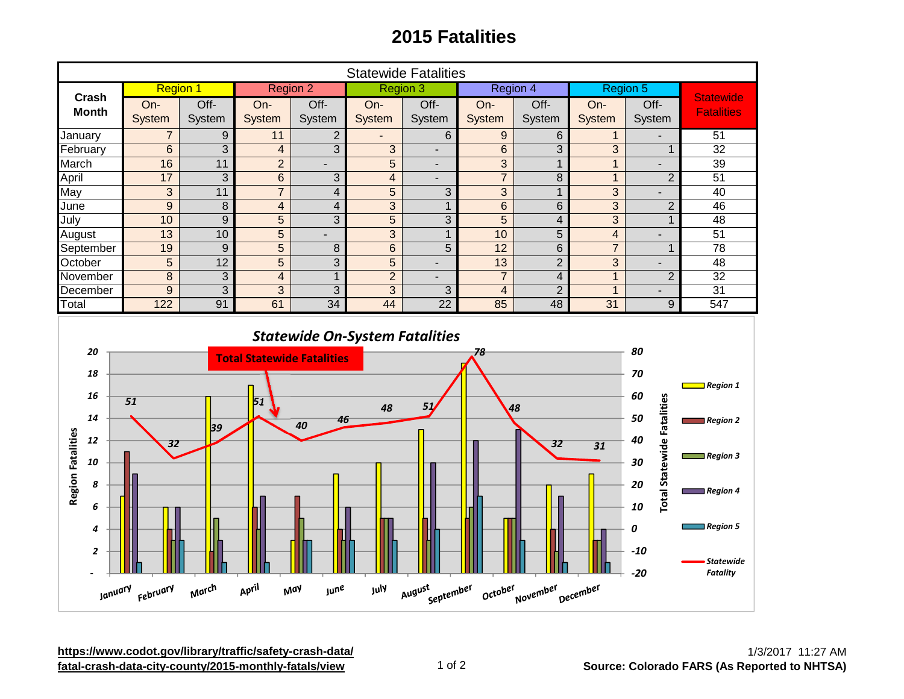# 2015 Fatalities

| Statewide Fatalities | | | | | | | | | | | |
|---|---|---|---|---|---|---|---|---|---|---|---|
| Crash Month | Region 1 | | Region 2 | | Region 3 | | Region 4 | | Region 5 | | Statewide Fatalities |
| | On-System | Off-System | On-System | Off-System | On-System | Off-System | On-System | Off-System | On-System | Off-System | |
| January | 7 | 9 | 11 | 2 | - | 6 | 9 | 6 | 1 | - | 51 |
| February | 6 | 3 | 4 | 3 | 3 | - | 6 | 3 | 3 | 1 | 32 |
| March | 16 | 11 | 2 | - | 5 | - | 3 | 1 | 1 | - | 39 |
| April | 17 | 3 | 6 | 3 | 4 | - | 7 | 8 | 1 | 2 | 51 |
| May | 3 | 11 | 7 | 4 | 5 | 3 | 3 | 1 | 3 | - | 40 |
| June | 9 | 8 | 4 | 4 | 3 | 1 | 6 | 6 | 3 | 2 | 46 |
| July | 10 | 9 | 5 | 3 | 5 | 3 | 5 | 4 | 3 | 1 | 48 |
| August | 13 | 10 | 5 | - | 3 | 1 | 10 | 5 | 4 | - | 51 |
| September | 19 | 9 | 5 | 8 | 6 | 5 | 12 | 6 | 7 | 1 | 78 |
| October | 5 | 12 | 5 | 3 | 5 | - | 13 | 2 | 3 | - | 48 |
| November | 8 | 3 | 4 | 1 | 2 | - | 7 | 4 | 1 | 2 | 32 |
| December | 9 | 3 | 3 | 3 | 3 | 3 | 4 | 2 | 1 | - | 31 |
| Total | 122 | 91 | 61 | 34 | 44 | 22 | 85 | 48 | 31 | 9 | 547 |

## Statewide On-System Fatalities

Total Statewide Fatalities

[Chart: Region Fatalities (bars, Region 1–5) and Total Statewide Fatalities (line) by month, January–December. Statewide Fatality values: 51, 32, 39, 51, 40, 46, 48, 51, 78, 48, 32, 31]

https://www.codot.gov/library/traffic/safety-crash-data/fatal-crash-data-city-county/2015-monthly-fatals/view

1/3/2017 11:27 AM

**Source: Colorado FARS (As Reported to NHTSA)**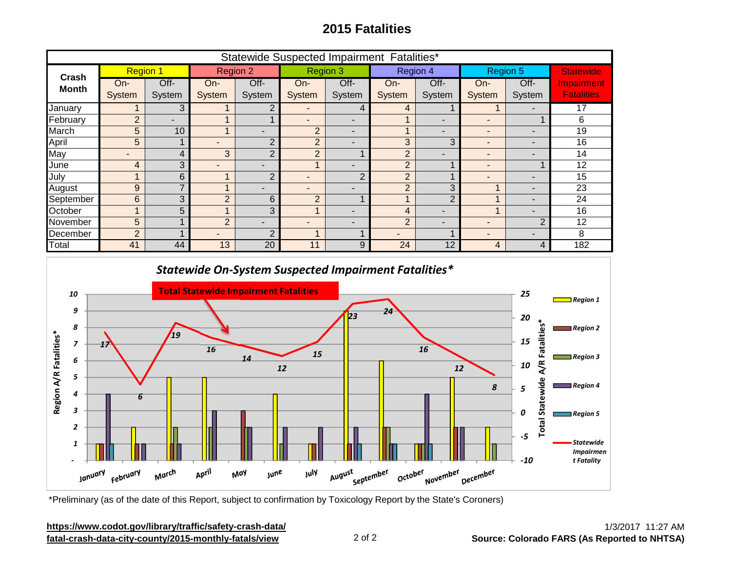## 2015 Fatalities

| Statewide Suspected Impairment Fatalities* | | | | | | | | | | |
|---|---|---|---|---|---|---|---|---|---|---|
| Crash Month | Region 1 | | Region 2 | | Region 3 | | Region 4 | | Region 5 | | Statewide Impairment Fatalities |
| | On-System | Off-System | On-System | Off-System | On-System | Off-System | On-System | Off-System | On-System | Off-System | |
| January | 1 | 3 | 1 | 2 | - | 4 | 4 | 1 | 1 | - | 17 |
| February | 2 | - | 1 | 1 | - | - | 1 | - | - | 1 | 6 |
| March | 5 | 10 | 1 | - | 2 | - | 1 | - | - | - | 19 |
| April | 5 | 1 | - | 2 | 2 | - | 3 | 3 | - | - | 16 |
| May | - | 4 | 3 | 2 | 2 | 1 | 2 | - | - | - | 14 |
| June | 4 | 3 | - | - | 1 | - | 2 | 1 | - | 1 | 12 |
| July | 1 | 6 | 1 | 2 | - | 2 | 2 | 1 | - | - | 15 |
| August | 9 | 7 | 1 | - | - | - | 2 | 3 | 1 | - | 23 |
| September | 6 | 3 | 2 | 6 | 2 | 1 | 1 | 2 | 1 | - | 24 |
| October | 1 | 5 | 1 | 3 | 1 | - | 4 | - | 1 | - | 16 |
| November | 5 | 1 | 2 | - | - | - | 2 | - | - | 2 | 12 |
| December | 2 | 1 | - | 2 | 1 | 1 | - | 1 | - | - | 8 |
| Total | 41 | 44 | 13 | 20 | 11 | 9 | 24 | 12 | 4 | 4 | 182 |

*Statewide On-System Suspected Impairment Fatalities**

Total Statewide Impairment Fatalities

Region A/R Fatalities*

10
9
8
7
6
5
4
3
2
1
-

Total Statewide A/R Fatalities*

25
20
15
10
5
0
-5
-10

17
6
19
16
14
12
15
23
24
16
12
8

January February March April May June July August September October November December

Region 1
Region 2
Region 3
Region 4
Region 5
Statewide Impairment Fatality

*Preliminary (as of the date of this Report, subject to confirmation by Toxicology Report by the State's Coroners)

https://www.codot.gov/library/traffic/safety-crash-data/fatal-crash-data-city-county/2015-monthly-fatals/view

1/3/2017 11:27 AM

**Source: Colorado FARS (As Reported to NHTSA)**